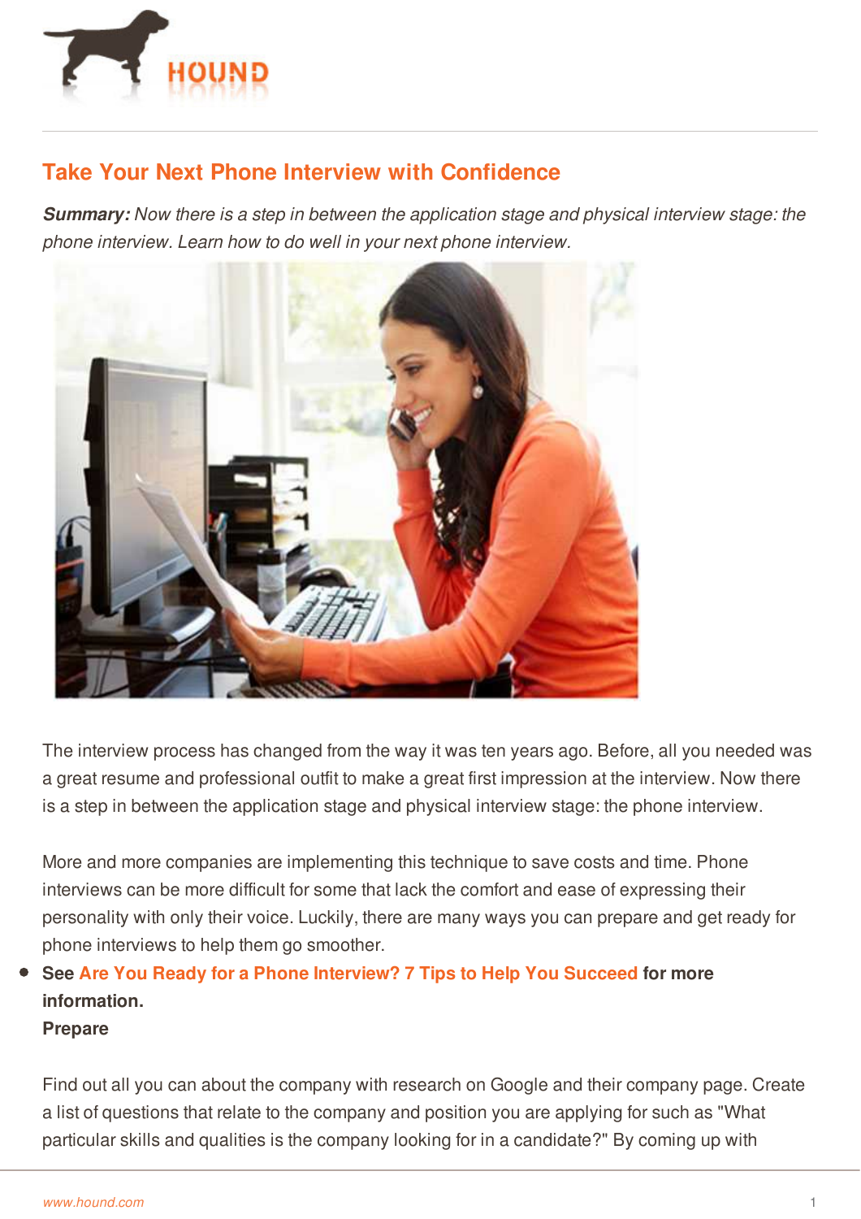## Take Your Next Phone Interview with Confidence

***Summary:*** *Now there is a step in between the application stage and physical interview stage: the phone interview. Learn how to do well in your next phone interview.*

The interview process has changed from the way it was ten years ago. Before, all you needed was a great resume and professional outfit to make a great first impression at the interview. Now there is a step in between the application stage and physical interview stage: the phone interview.

More and more companies are implementing this technique to save costs and time. Phone interviews can be more difficult for some that lack the comfort and ease of expressing their personality with only their voice. Luckily, there are many ways you can prepare and get ready for phone interviews to help them go smoother.

- **See Are You Ready for a Phone Interview? 7 Tips to Help You Succeed for more information.**

**Prepare**

Find out all you can about the company with research on Google and their company page. Create a list of questions that relate to the company and position you are applying for such as "What particular skills and qualities is the company looking for in a candidate?" By coming up with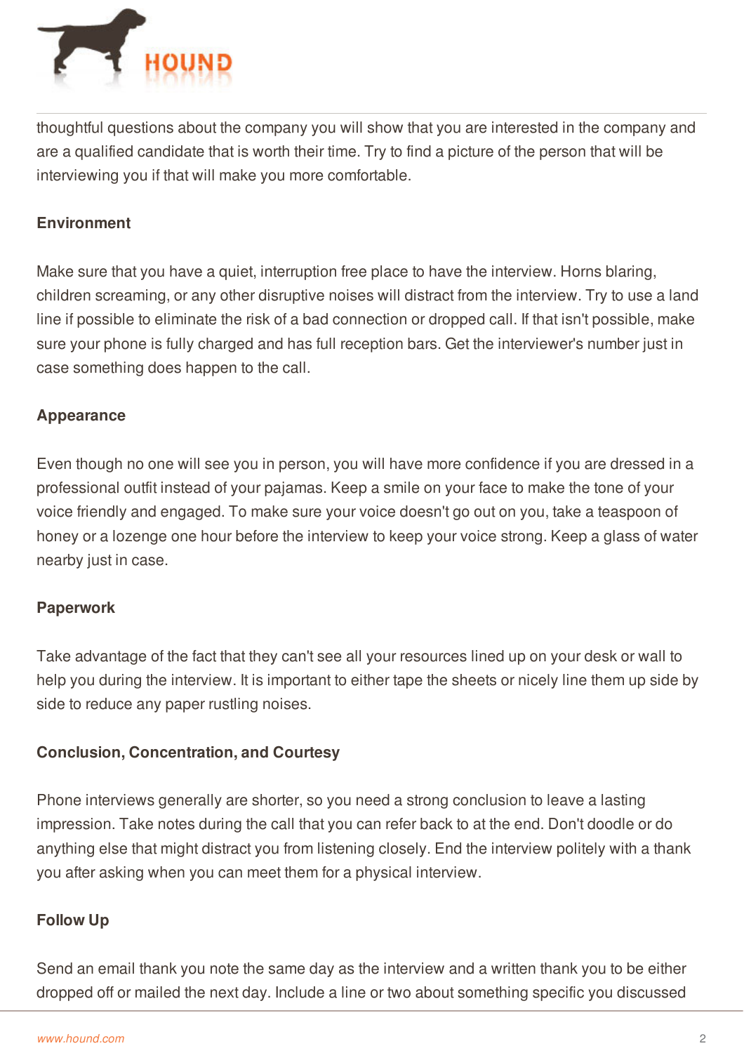thoughtful questions about the company you will show that you are interested in the company and are a qualified candidate that is worth their time. Try to find a picture of the person that will be interviewing you if that will make you more comfortable.

**Environment**

Make sure that you have a quiet, interruption free place to have the interview. Horns blaring, children screaming, or any other disruptive noises will distract from the interview. Try to use a land line if possible to eliminate the risk of a bad connection or dropped call. If that isn't possible, make sure your phone is fully charged and has full reception bars. Get the interviewer's number just in case something does happen to the call.

**Appearance**

Even though no one will see you in person, you will have more confidence if you are dressed in a professional outfit instead of your pajamas. Keep a smile on your face to make the tone of your voice friendly and engaged. To make sure your voice doesn't go out on you, take a teaspoon of honey or a lozenge one hour before the interview to keep your voice strong. Keep a glass of water nearby just in case.

**Paperwork**

Take advantage of the fact that they can't see all your resources lined up on your desk or wall to help you during the interview. It is important to either tape the sheets or nicely line them up side by side to reduce any paper rustling noises.

**Conclusion, Concentration, and Courtesy**

Phone interviews generally are shorter, so you need a strong conclusion to leave a lasting impression. Take notes during the call that you can refer back to at the end. Don't doodle or do anything else that might distract you from listening closely. End the interview politely with a thank you after asking when you can meet them for a physical interview.

**Follow Up**

Send an email thank you note the same day as the interview and a written thank you to be either dropped off or mailed the next day. Include a line or two about something specific you discussed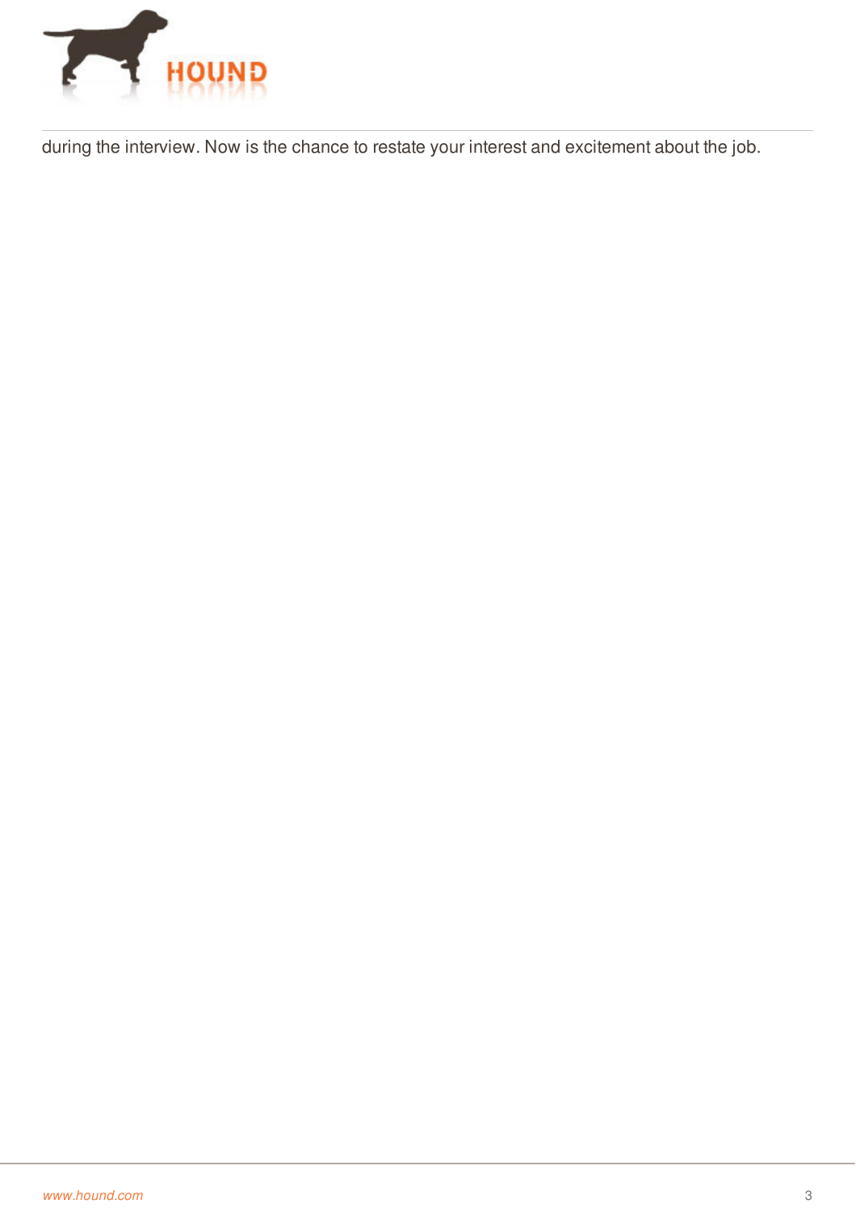during the interview. Now is the chance to restate your interest and excitement about the job.